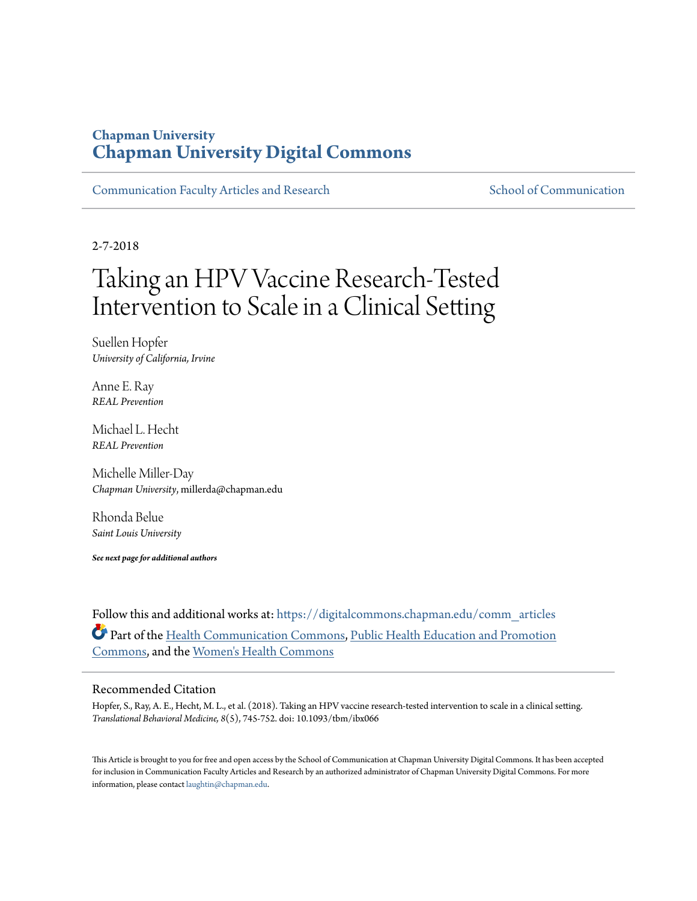# Chapman University
## Chapman University Digital Commons

Communication Faculty Articles and Research | School of Communication

2-7-2018

# Taking an HPV Vaccine Research-Tested Intervention to Scale in a Clinical Setting

Suellen Hopfer
*University of California, Irvine*

Anne E. Ray
*REAL Prevention*

Michael L. Hecht
*REAL Prevention*

Michelle Miller-Day
*Chapman University*, millerda@chapman.edu

Rhonda Belue
*Saint Louis University*

***See next page for additional authors***

Follow this and additional works at: https://digitalcommons.chapman.edu/comm_articles

Part of the Health Communication Commons, Public Health Education and Promotion Commons, and the Women's Health Commons

### Recommended Citation

Hopfer, S., Ray, A. E., Hecht, M. L., et al. (2018). Taking an HPV vaccine research-tested intervention to scale in a clinical setting. *Translational Behavioral Medicine, 8*(5), 745-752. doi: 10.1093/tbm/ibx066

This Article is brought to you for free and open access by the School of Communication at Chapman University Digital Commons. It has been accepted for inclusion in Communication Faculty Articles and Research by an authorized administrator of Chapman University Digital Commons. For more information, please contact laughtin@chapman.edu.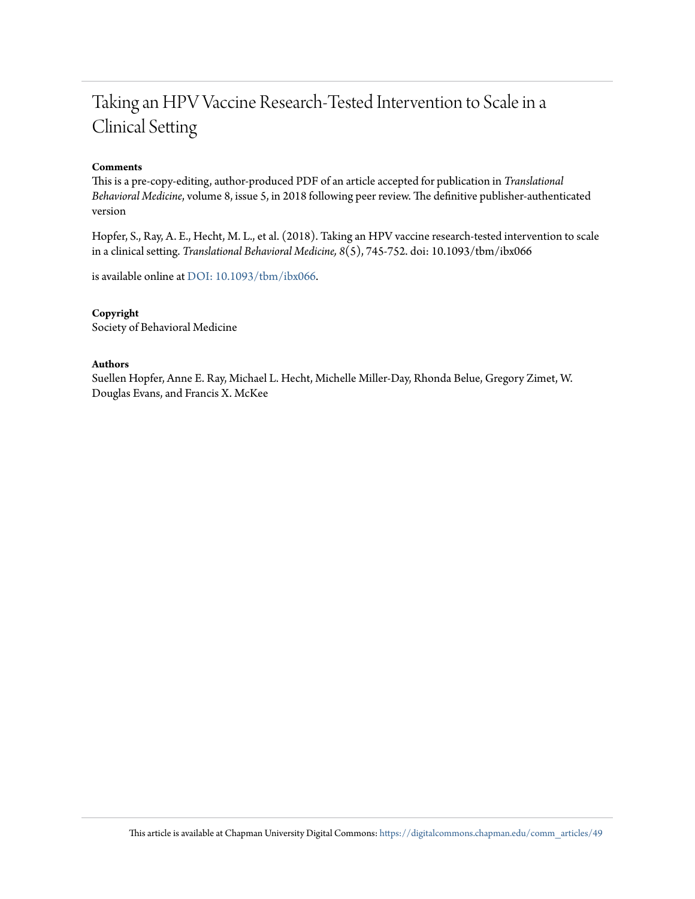# Taking an HPV Vaccine Research-Tested Intervention to Scale in a Clinical Setting

**Comments**

This is a pre-copy-editing, author-produced PDF of an article accepted for publication in *Translational Behavioral Medicine*, volume 8, issue 5, in 2018 following peer review. The definitive publisher-authenticated version

Hopfer, S., Ray, A. E., Hecht, M. L., et al. (2018). Taking an HPV vaccine research-tested intervention to scale in a clinical setting. *Translational Behavioral Medicine, 8*(5), 745-752. doi: 10.1093/tbm/ibx066

is available online at DOI: 10.1093/tbm/ibx066.

**Copyright**

Society of Behavioral Medicine

**Authors**

Suellen Hopfer, Anne E. Ray, Michael L. Hecht, Michelle Miller-Day, Rhonda Belue, Gregory Zimet, W. Douglas Evans, and Francis X. McKee

This article is available at Chapman University Digital Commons: https://digitalcommons.chapman.edu/comm_articles/49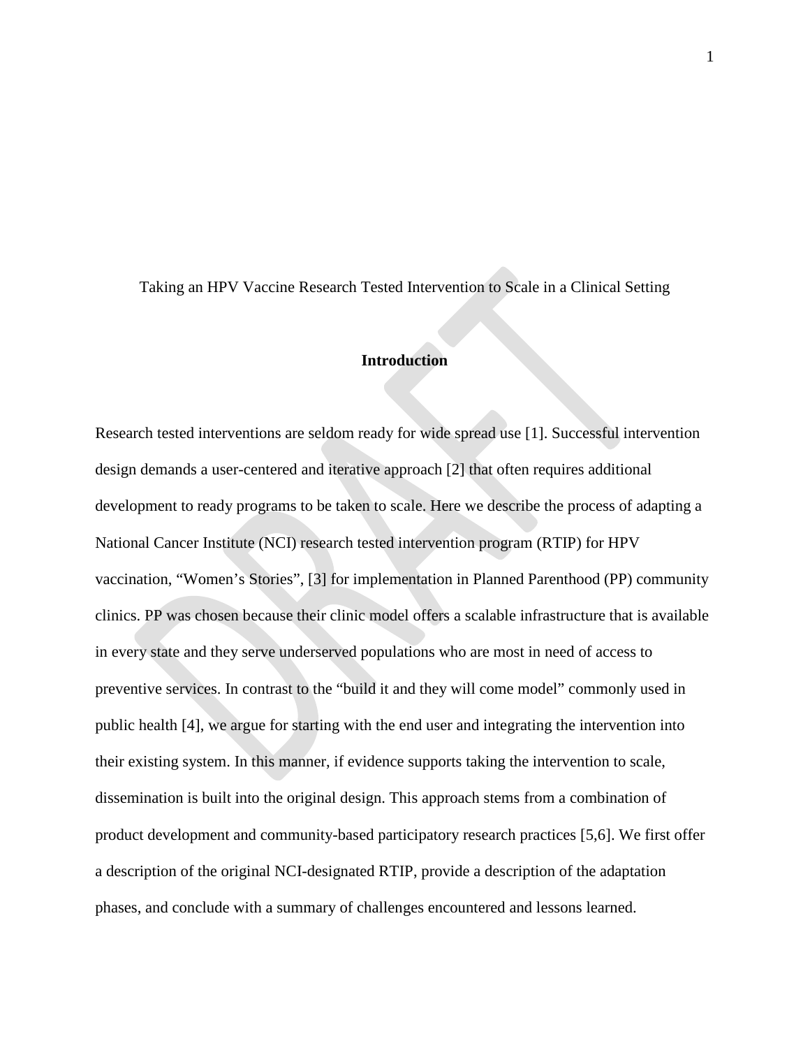Taking an HPV Vaccine Research Tested Intervention to Scale in a Clinical Setting

## Introduction

Research tested interventions are seldom ready for wide spread use [1]. Successful intervention design demands a user-centered and iterative approach [2] that often requires additional development to ready programs to be taken to scale. Here we describe the process of adapting a National Cancer Institute (NCI) research tested intervention program (RTIP) for HPV vaccination, "Women's Stories", [3] for implementation in Planned Parenthood (PP) community clinics. PP was chosen because their clinic model offers a scalable infrastructure that is available in every state and they serve underserved populations who are most in need of access to preventive services. In contrast to the "build it and they will come model" commonly used in public health [4], we argue for starting with the end user and integrating the intervention into their existing system. In this manner, if evidence supports taking the intervention to scale, dissemination is built into the original design. This approach stems from a combination of product development and community-based participatory research practices [5,6]. We first offer a description of the original NCI-designated RTIP, provide a description of the adaptation phases, and conclude with a summary of challenges encountered and lessons learned.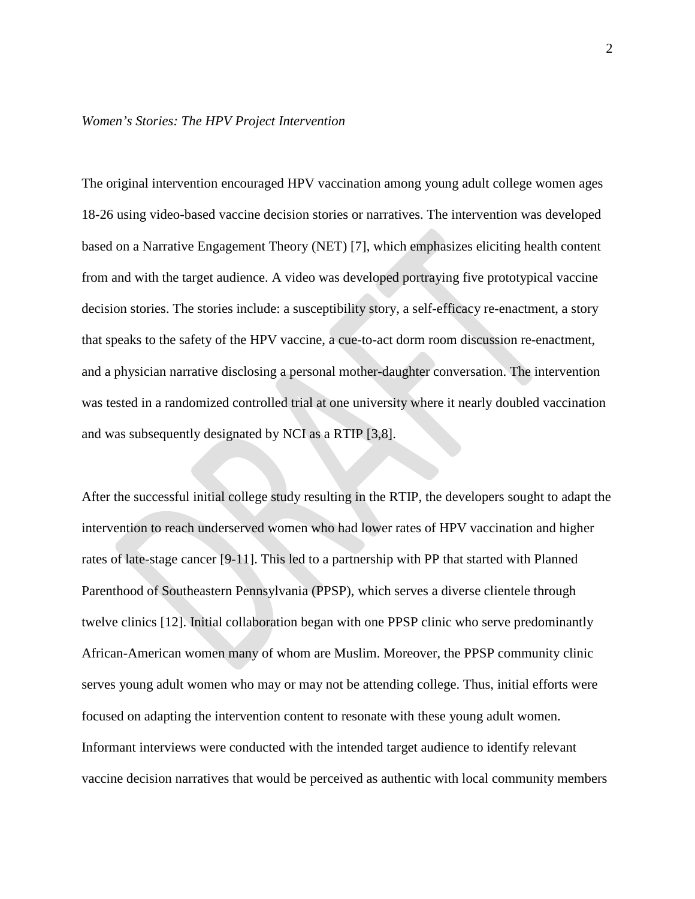*Women's Stories: The HPV Project Intervention*

The original intervention encouraged HPV vaccination among young adult college women ages 18-26 using video-based vaccine decision stories or narratives. The intervention was developed based on a Narrative Engagement Theory (NET) [7], which emphasizes eliciting health content from and with the target audience. A video was developed portraying five prototypical vaccine decision stories. The stories include: a susceptibility story, a self-efficacy re-enactment, a story that speaks to the safety of the HPV vaccine, a cue-to-act dorm room discussion re-enactment, and a physician narrative disclosing a personal mother-daughter conversation. The intervention was tested in a randomized controlled trial at one university where it nearly doubled vaccination and was subsequently designated by NCI as a RTIP [3,8].

After the successful initial college study resulting in the RTIP, the developers sought to adapt the intervention to reach underserved women who had lower rates of HPV vaccination and higher rates of late-stage cancer [9-11]. This led to a partnership with PP that started with Planned Parenthood of Southeastern Pennsylvania (PPSP), which serves a diverse clientele through twelve clinics [12]. Initial collaboration began with one PPSP clinic who serve predominantly African-American women many of whom are Muslim. Moreover, the PPSP community clinic serves young adult women who may or may not be attending college. Thus, initial efforts were focused on adapting the intervention content to resonate with these young adult women. Informant interviews were conducted with the intended target audience to identify relevant vaccine decision narratives that would be perceived as authentic with local community members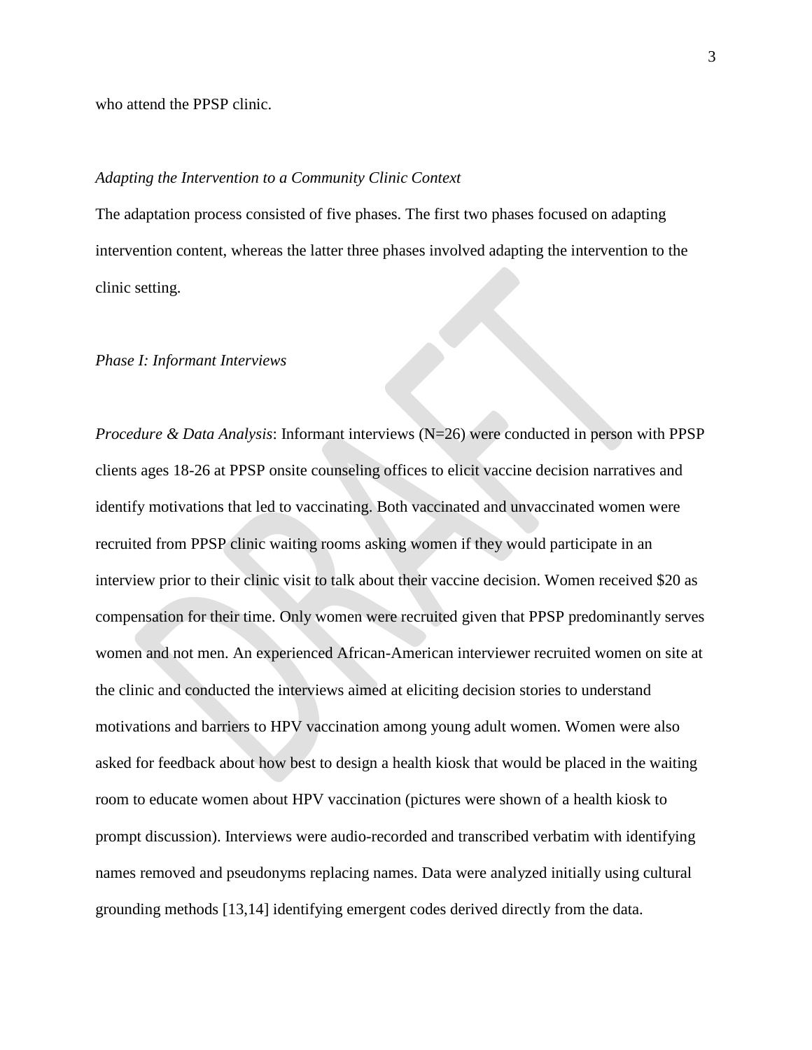who attend the PPSP clinic.

*Adapting the Intervention to a Community Clinic Context*

The adaptation process consisted of five phases. The first two phases focused on adapting intervention content, whereas the latter three phases involved adapting the intervention to the clinic setting.

*Phase I: Informant Interviews*

*Procedure & Data Analysis*: Informant interviews (N=26) were conducted in person with PPSP clients ages 18-26 at PPSP onsite counseling offices to elicit vaccine decision narratives and identify motivations that led to vaccinating. Both vaccinated and unvaccinated women were recruited from PPSP clinic waiting rooms asking women if they would participate in an interview prior to their clinic visit to talk about their vaccine decision. Women received $20 as compensation for their time. Only women were recruited given that PPSP predominantly serves women and not men. An experienced African-American interviewer recruited women on site at the clinic and conducted the interviews aimed at eliciting decision stories to understand motivations and barriers to HPV vaccination among young adult women. Women were also asked for feedback about how best to design a health kiosk that would be placed in the waiting room to educate women about HPV vaccination (pictures were shown of a health kiosk to prompt discussion). Interviews were audio-recorded and transcribed verbatim with identifying names removed and pseudonyms replacing names. Data were analyzed initially using cultural grounding methods [13,14] identifying emergent codes derived directly from the data.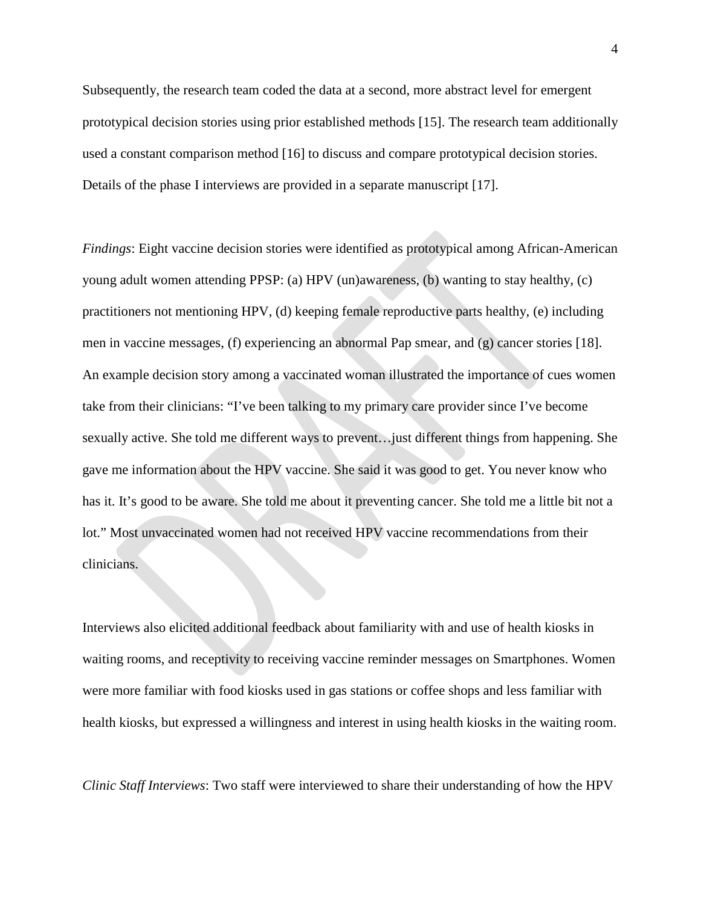Subsequently, the research team coded the data at a second, more abstract level for emergent prototypical decision stories using prior established methods [15]. The research team additionally used a constant comparison method [16] to discuss and compare prototypical decision stories. Details of the phase I interviews are provided in a separate manuscript [17].

*Findings*: Eight vaccine decision stories were identified as prototypical among African-American young adult women attending PPSP: (a) HPV (un)awareness, (b) wanting to stay healthy, (c) practitioners not mentioning HPV, (d) keeping female reproductive parts healthy, (e) including men in vaccine messages, (f) experiencing an abnormal Pap smear, and (g) cancer stories [18]. An example decision story among a vaccinated woman illustrated the importance of cues women take from their clinicians: "I've been talking to my primary care provider since I've become sexually active. She told me different ways to prevent…just different things from happening. She gave me information about the HPV vaccine. She said it was good to get. You never know who has it. It's good to be aware. She told me about it preventing cancer. She told me a little bit not a lot." Most unvaccinated women had not received HPV vaccine recommendations from their clinicians.

Interviews also elicited additional feedback about familiarity with and use of health kiosks in waiting rooms, and receptivity to receiving vaccine reminder messages on Smartphones. Women were more familiar with food kiosks used in gas stations or coffee shops and less familiar with health kiosks, but expressed a willingness and interest in using health kiosks in the waiting room.

*Clinic Staff Interviews*: Two staff were interviewed to share their understanding of how the HPV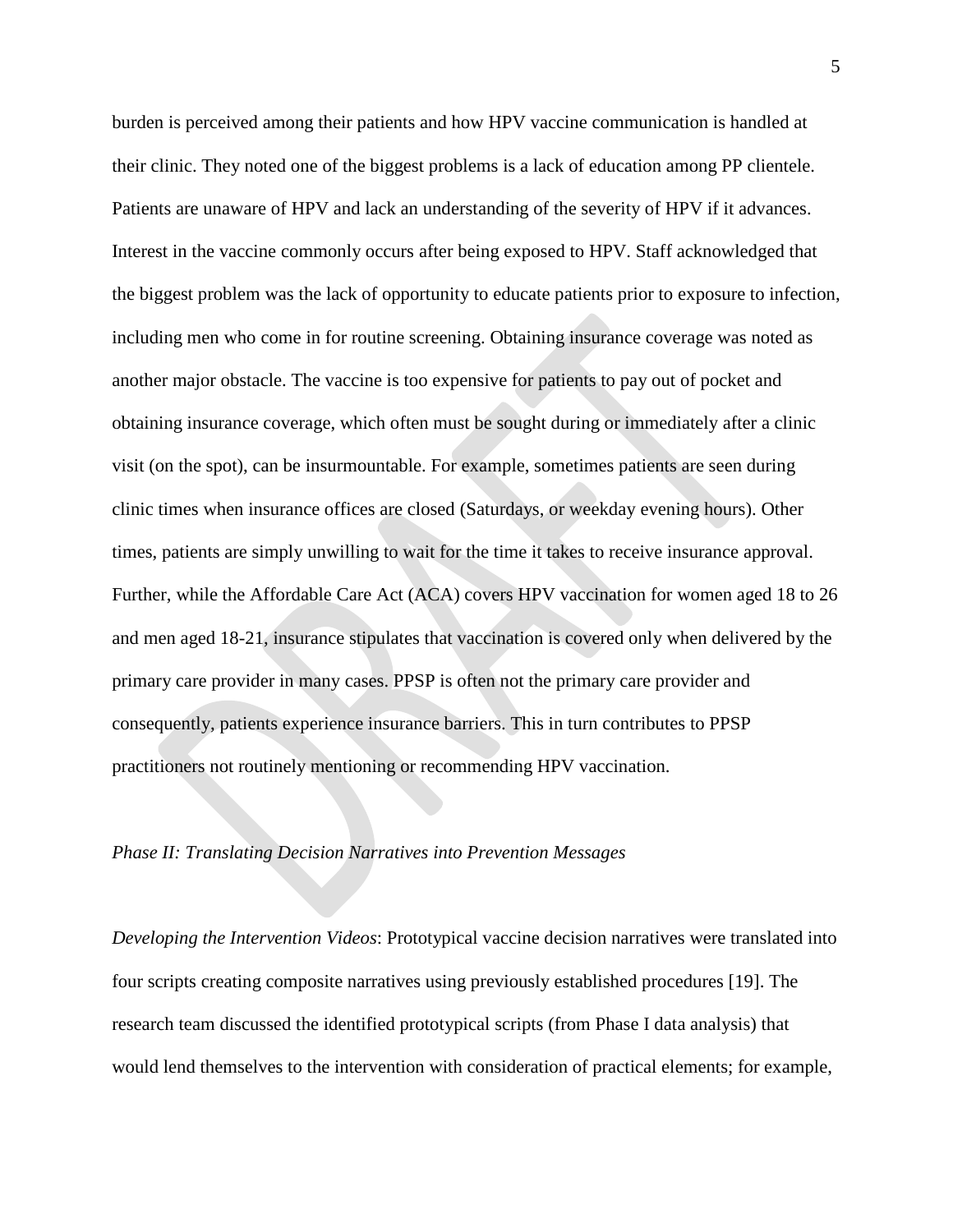burden is perceived among their patients and how HPV vaccine communication is handled at their clinic. They noted one of the biggest problems is a lack of education among PP clientele. Patients are unaware of HPV and lack an understanding of the severity of HPV if it advances. Interest in the vaccine commonly occurs after being exposed to HPV. Staff acknowledged that the biggest problem was the lack of opportunity to educate patients prior to exposure to infection, including men who come in for routine screening. Obtaining insurance coverage was noted as another major obstacle. The vaccine is too expensive for patients to pay out of pocket and obtaining insurance coverage, which often must be sought during or immediately after a clinic visit (on the spot), can be insurmountable. For example, sometimes patients are seen during clinic times when insurance offices are closed (Saturdays, or weekday evening hours). Other times, patients are simply unwilling to wait for the time it takes to receive insurance approval. Further, while the Affordable Care Act (ACA) covers HPV vaccination for women aged 18 to 26 and men aged 18-21, insurance stipulates that vaccination is covered only when delivered by the primary care provider in many cases. PPSP is often not the primary care provider and consequently, patients experience insurance barriers. This in turn contributes to PPSP practitioners not routinely mentioning or recommending HPV vaccination.

*Phase II: Translating Decision Narratives into Prevention Messages*

*Developing the Intervention Videos*: Prototypical vaccine decision narratives were translated into four scripts creating composite narratives using previously established procedures [19]. The research team discussed the identified prototypical scripts (from Phase I data analysis) that would lend themselves to the intervention with consideration of practical elements; for example,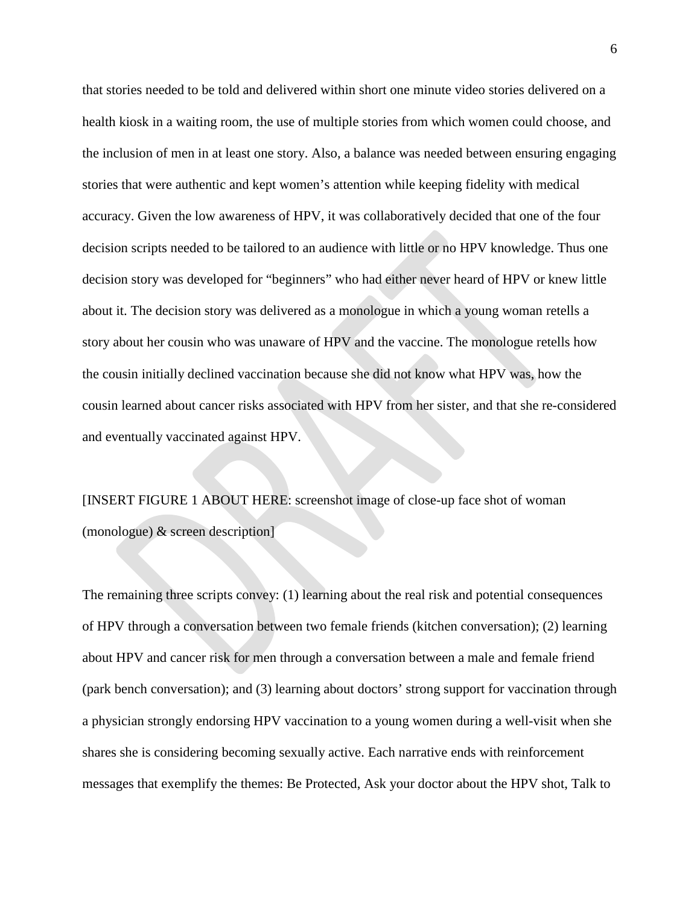that stories needed to be told and delivered within short one minute video stories delivered on a health kiosk in a waiting room, the use of multiple stories from which women could choose, and the inclusion of men in at least one story. Also, a balance was needed between ensuring engaging stories that were authentic and kept women's attention while keeping fidelity with medical accuracy. Given the low awareness of HPV, it was collaboratively decided that one of the four decision scripts needed to be tailored to an audience with little or no HPV knowledge. Thus one decision story was developed for "beginners" who had either never heard of HPV or knew little about it. The decision story was delivered as a monologue in which a young woman retells a story about her cousin who was unaware of HPV and the vaccine. The monologue retells how the cousin initially declined vaccination because she did not know what HPV was, how the cousin learned about cancer risks associated with HPV from her sister, and that she re-considered and eventually vaccinated against HPV.

[INSERT FIGURE 1 ABOUT HERE: screenshot image of close-up face shot of woman (monologue) & screen description]

The remaining three scripts convey: (1) learning about the real risk and potential consequences of HPV through a conversation between two female friends (kitchen conversation); (2) learning about HPV and cancer risk for men through a conversation between a male and female friend (park bench conversation); and (3) learning about doctors' strong support for vaccination through a physician strongly endorsing HPV vaccination to a young women during a well-visit when she shares she is considering becoming sexually active. Each narrative ends with reinforcement messages that exemplify the themes: Be Protected, Ask your doctor about the HPV shot, Talk to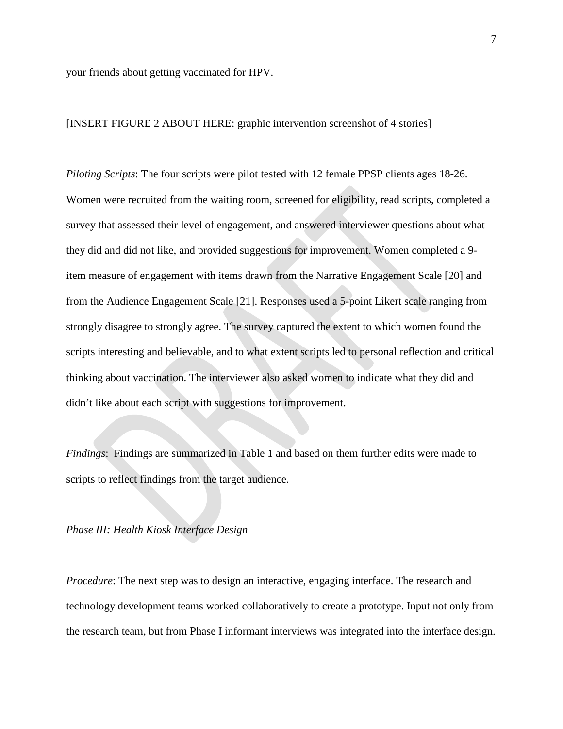your friends about getting vaccinated for HPV.

[INSERT FIGURE 2 ABOUT HERE: graphic intervention screenshot of 4 stories]

*Piloting Scripts*: The four scripts were pilot tested with 12 female PPSP clients ages 18-26. Women were recruited from the waiting room, screened for eligibility, read scripts, completed a survey that assessed their level of engagement, and answered interviewer questions about what they did and did not like, and provided suggestions for improvement. Women completed a 9-item measure of engagement with items drawn from the Narrative Engagement Scale [20] and from the Audience Engagement Scale [21]. Responses used a 5-point Likert scale ranging from strongly disagree to strongly agree. The survey captured the extent to which women found the scripts interesting and believable, and to what extent scripts led to personal reflection and critical thinking about vaccination. The interviewer also asked women to indicate what they did and didn't like about each script with suggestions for improvement.

*Findings*: Findings are summarized in Table 1 and based on them further edits were made to scripts to reflect findings from the target audience.

*Phase III: Health Kiosk Interface Design*

*Procedure*: The next step was to design an interactive, engaging interface. The research and technology development teams worked collaboratively to create a prototype. Input not only from the research team, but from Phase I informant interviews was integrated into the interface design.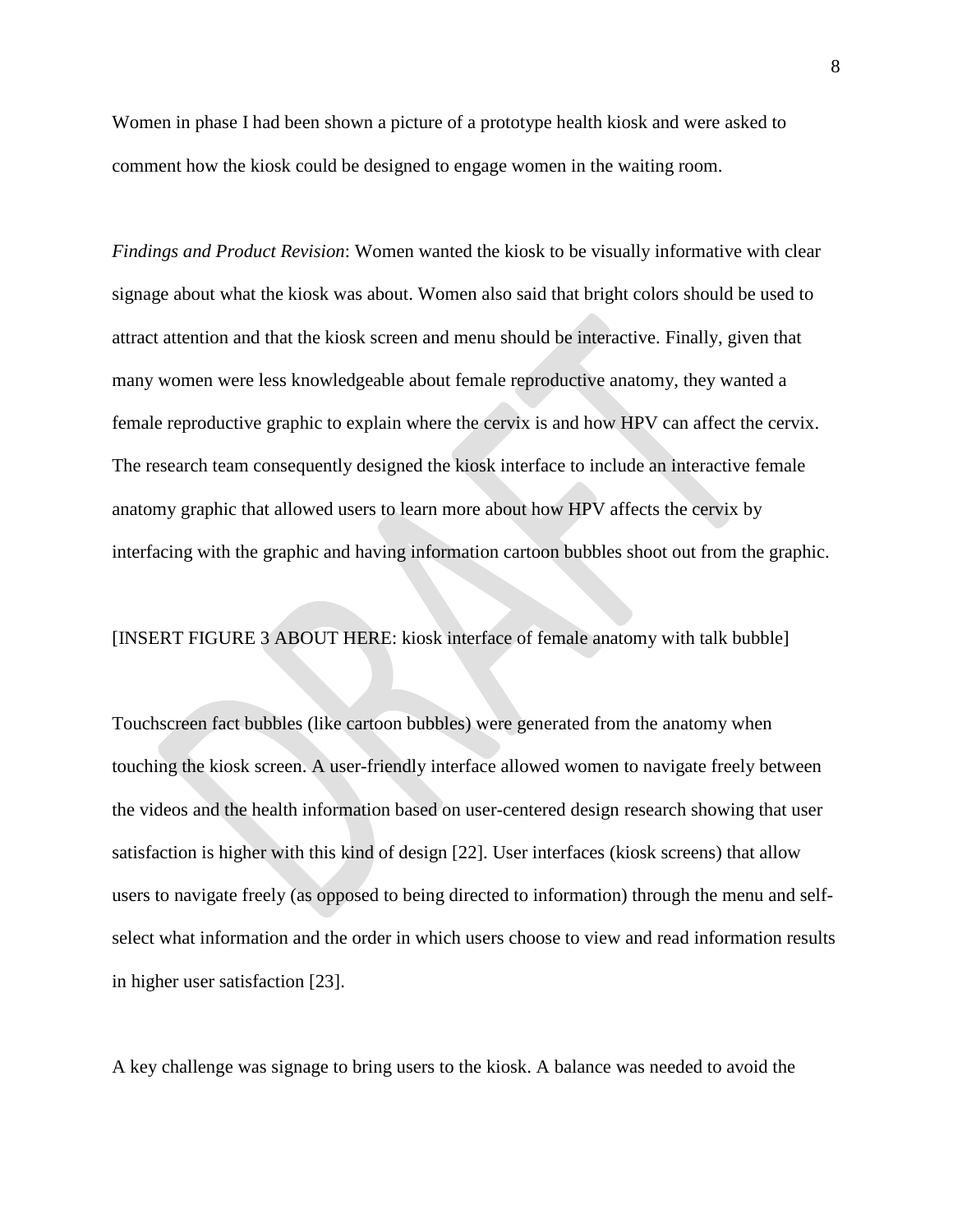Women in phase I had been shown a picture of a prototype health kiosk and were asked to comment how the kiosk could be designed to engage women in the waiting room.

*Findings and Product Revision*: Women wanted the kiosk to be visually informative with clear signage about what the kiosk was about. Women also said that bright colors should be used to attract attention and that the kiosk screen and menu should be interactive. Finally, given that many women were less knowledgeable about female reproductive anatomy, they wanted a female reproductive graphic to explain where the cervix is and how HPV can affect the cervix. The research team consequently designed the kiosk interface to include an interactive female anatomy graphic that allowed users to learn more about how HPV affects the cervix by interfacing with the graphic and having information cartoon bubbles shoot out from the graphic.

[INSERT FIGURE 3 ABOUT HERE: kiosk interface of female anatomy with talk bubble]

Touchscreen fact bubbles (like cartoon bubbles) were generated from the anatomy when touching the kiosk screen. A user-friendly interface allowed women to navigate freely between the videos and the health information based on user-centered design research showing that user satisfaction is higher with this kind of design [22]. User interfaces (kiosk screens) that allow users to navigate freely (as opposed to being directed to information) through the menu and self-select what information and the order in which users choose to view and read information results in higher user satisfaction [23].

A key challenge was signage to bring users to the kiosk. A balance was needed to avoid the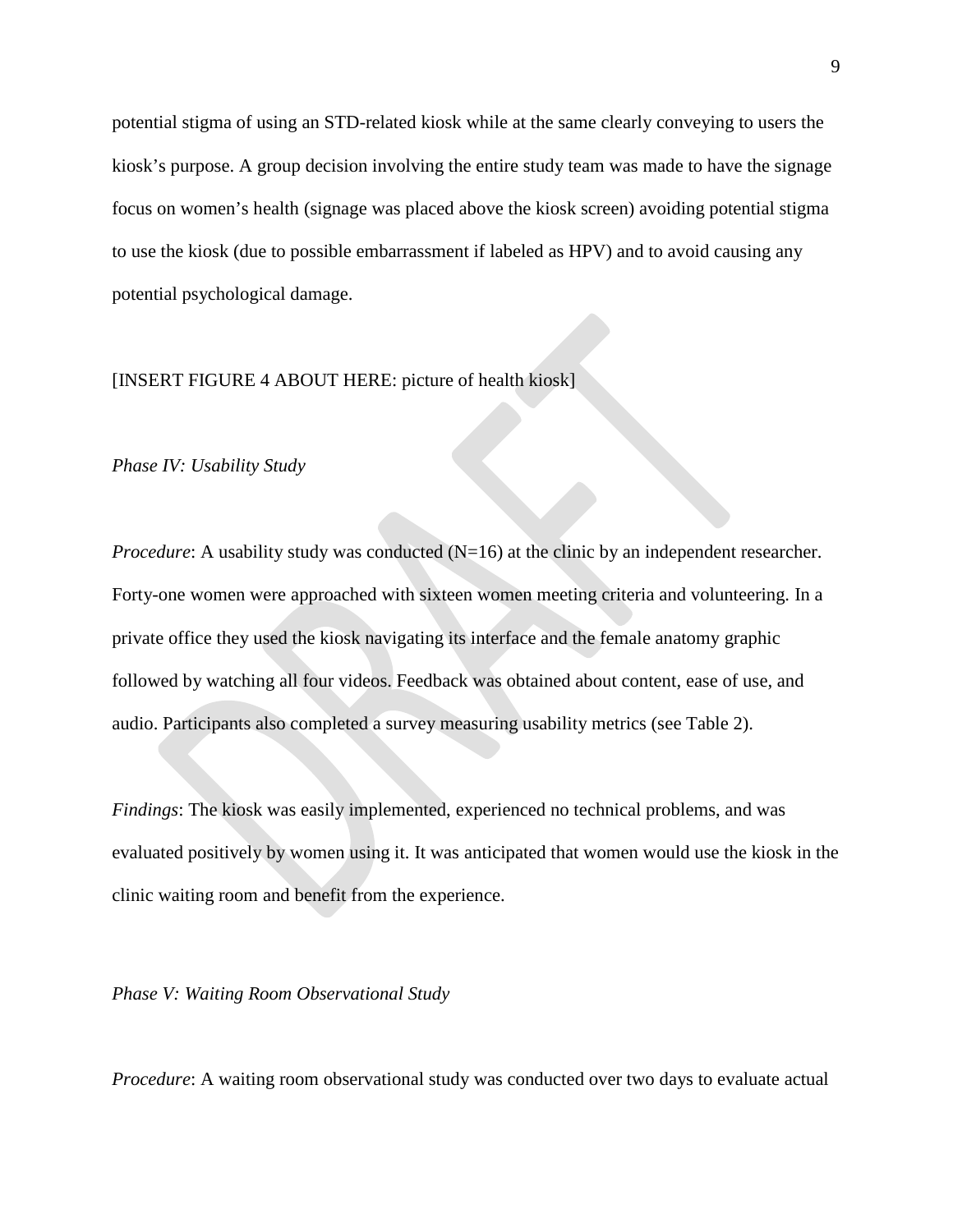potential stigma of using an STD-related kiosk while at the same clearly conveying to users the kiosk's purpose. A group decision involving the entire study team was made to have the signage focus on women's health (signage was placed above the kiosk screen) avoiding potential stigma to use the kiosk (due to possible embarrassment if labeled as HPV) and to avoid causing any potential psychological damage.

[INSERT FIGURE 4 ABOUT HERE: picture of health kiosk]

*Phase IV: Usability Study*

*Procedure*: A usability study was conducted (N=16) at the clinic by an independent researcher. Forty-one women were approached with sixteen women meeting criteria and volunteering. In a private office they used the kiosk navigating its interface and the female anatomy graphic followed by watching all four videos. Feedback was obtained about content, ease of use, and audio. Participants also completed a survey measuring usability metrics (see Table 2).

*Findings*: The kiosk was easily implemented, experienced no technical problems, and was evaluated positively by women using it. It was anticipated that women would use the kiosk in the clinic waiting room and benefit from the experience.

*Phase V: Waiting Room Observational Study*

*Procedure*: A waiting room observational study was conducted over two days to evaluate actual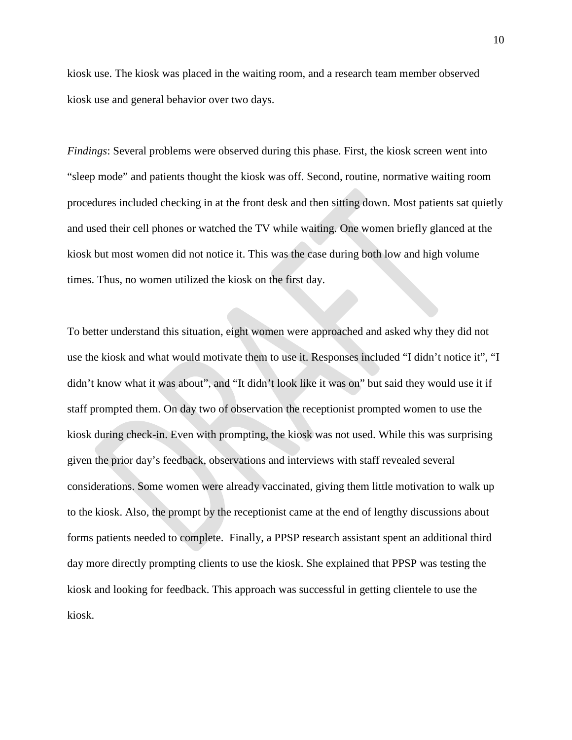kiosk use. The kiosk was placed in the waiting room, and a research team member observed kiosk use and general behavior over two days.

*Findings*: Several problems were observed during this phase. First, the kiosk screen went into "sleep mode" and patients thought the kiosk was off. Second, routine, normative waiting room procedures included checking in at the front desk and then sitting down. Most patients sat quietly and used their cell phones or watched the TV while waiting. One women briefly glanced at the kiosk but most women did not notice it. This was the case during both low and high volume times. Thus, no women utilized the kiosk on the first day.

To better understand this situation, eight women were approached and asked why they did not use the kiosk and what would motivate them to use it. Responses included "I didn't notice it", "I didn't know what it was about", and "It didn't look like it was on" but said they would use it if staff prompted them. On day two of observation the receptionist prompted women to use the kiosk during check-in. Even with prompting, the kiosk was not used. While this was surprising given the prior day's feedback, observations and interviews with staff revealed several considerations. Some women were already vaccinated, giving them little motivation to walk up to the kiosk. Also, the prompt by the receptionist came at the end of lengthy discussions about forms patients needed to complete. Finally, a PPSP research assistant spent an additional third day more directly prompting clients to use the kiosk. She explained that PPSP was testing the kiosk and looking for feedback. This approach was successful in getting clientele to use the kiosk.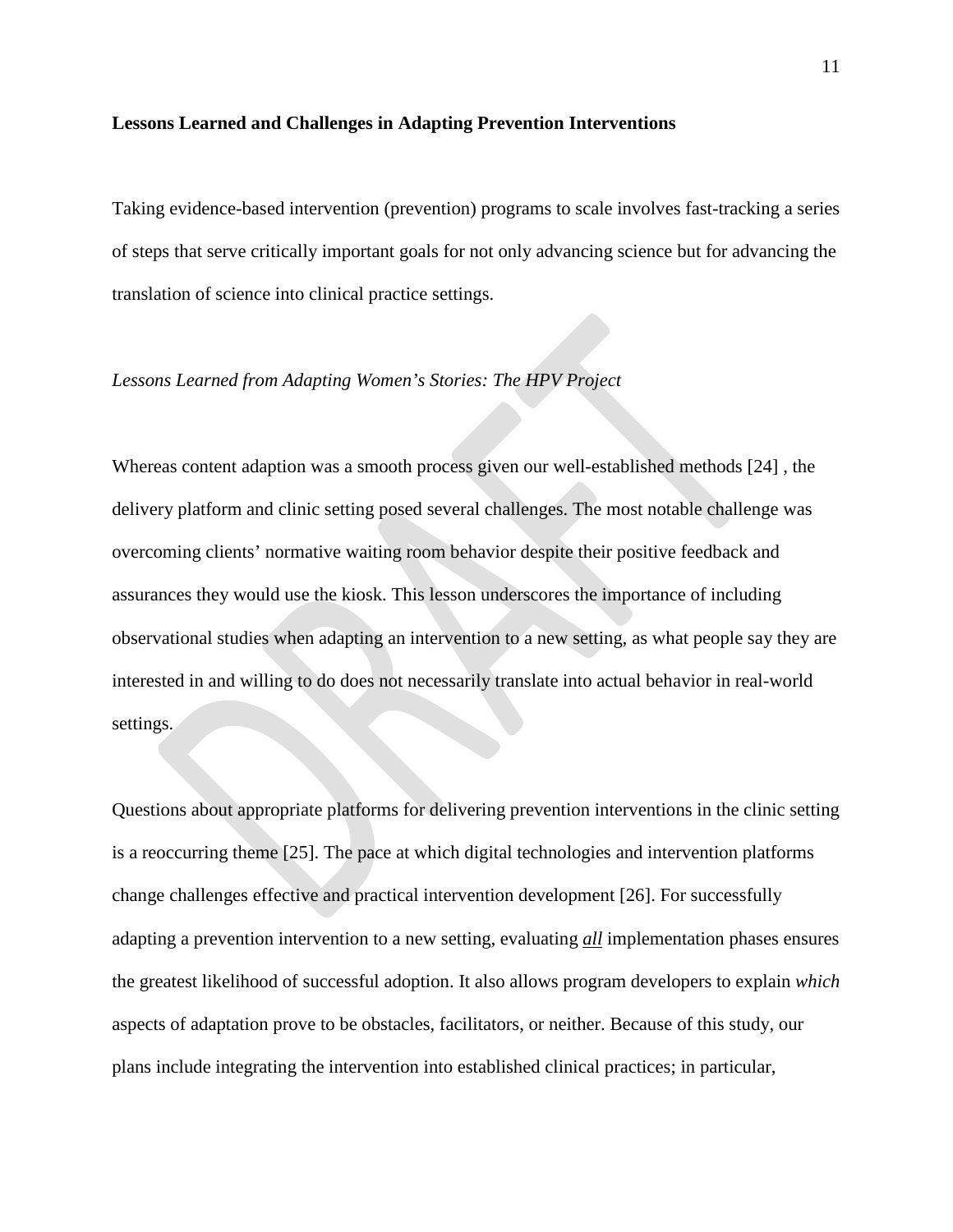**Lessons Learned and Challenges in Adapting Prevention Interventions**

Taking evidence-based intervention (prevention) programs to scale involves fast-tracking a series of steps that serve critically important goals for not only advancing science but for advancing the translation of science into clinical practice settings.

*Lessons Learned from Adapting Women's Stories: The HPV Project*

Whereas content adaption was a smooth process given our well-established methods [24] , the delivery platform and clinic setting posed several challenges. The most notable challenge was overcoming clients' normative waiting room behavior despite their positive feedback and assurances they would use the kiosk. This lesson underscores the importance of including observational studies when adapting an intervention to a new setting, as what people say they are interested in and willing to do does not necessarily translate into actual behavior in real-world settings.

Questions about appropriate platforms for delivering prevention interventions in the clinic setting is a reoccurring theme [25]. The pace at which digital technologies and intervention platforms change challenges effective and practical intervention development [26]. For successfully adapting a prevention intervention to a new setting, evaluating ***all*** implementation phases ensures the greatest likelihood of successful adoption. It also allows program developers to explain *which* aspects of adaptation prove to be obstacles, facilitators, or neither. Because of this study, our plans include integrating the intervention into established clinical practices; in particular,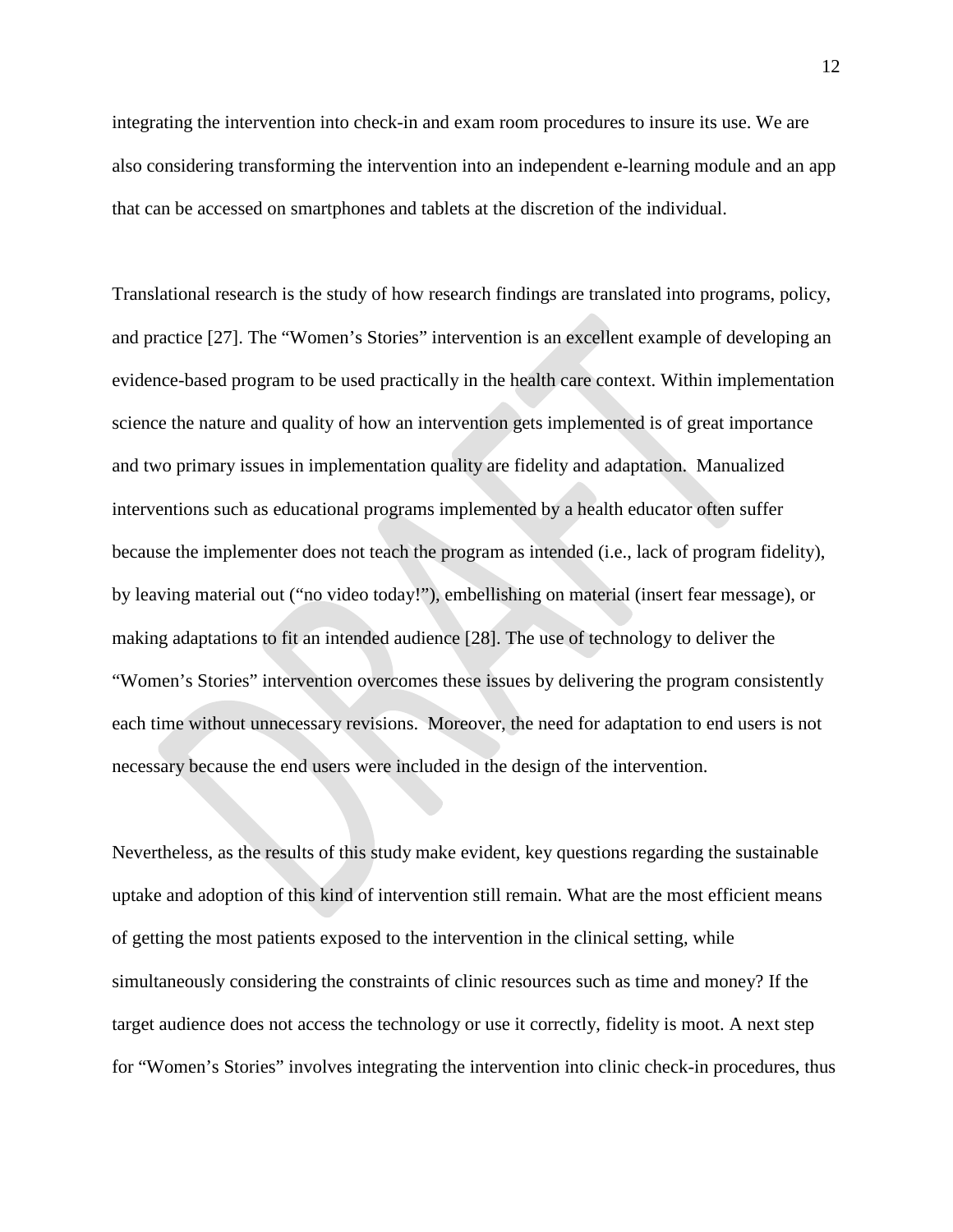integrating the intervention into check-in and exam room procedures to insure its use. We are also considering transforming the intervention into an independent e-learning module and an app that can be accessed on smartphones and tablets at the discretion of the individual.

Translational research is the study of how research findings are translated into programs, policy, and practice [27]. The "Women's Stories" intervention is an excellent example of developing an evidence-based program to be used practically in the health care context. Within implementation science the nature and quality of how an intervention gets implemented is of great importance and two primary issues in implementation quality are fidelity and adaptation. Manualized interventions such as educational programs implemented by a health educator often suffer because the implementer does not teach the program as intended (i.e., lack of program fidelity), by leaving material out ("no video today!"), embellishing on material (insert fear message), or making adaptations to fit an intended audience [28]. The use of technology to deliver the "Women's Stories" intervention overcomes these issues by delivering the program consistently each time without unnecessary revisions. Moreover, the need for adaptation to end users is not necessary because the end users were included in the design of the intervention.

Nevertheless, as the results of this study make evident, key questions regarding the sustainable uptake and adoption of this kind of intervention still remain. What are the most efficient means of getting the most patients exposed to the intervention in the clinical setting, while simultaneously considering the constraints of clinic resources such as time and money? If the target audience does not access the technology or use it correctly, fidelity is moot. A next step for "Women's Stories" involves integrating the intervention into clinic check-in procedures, thus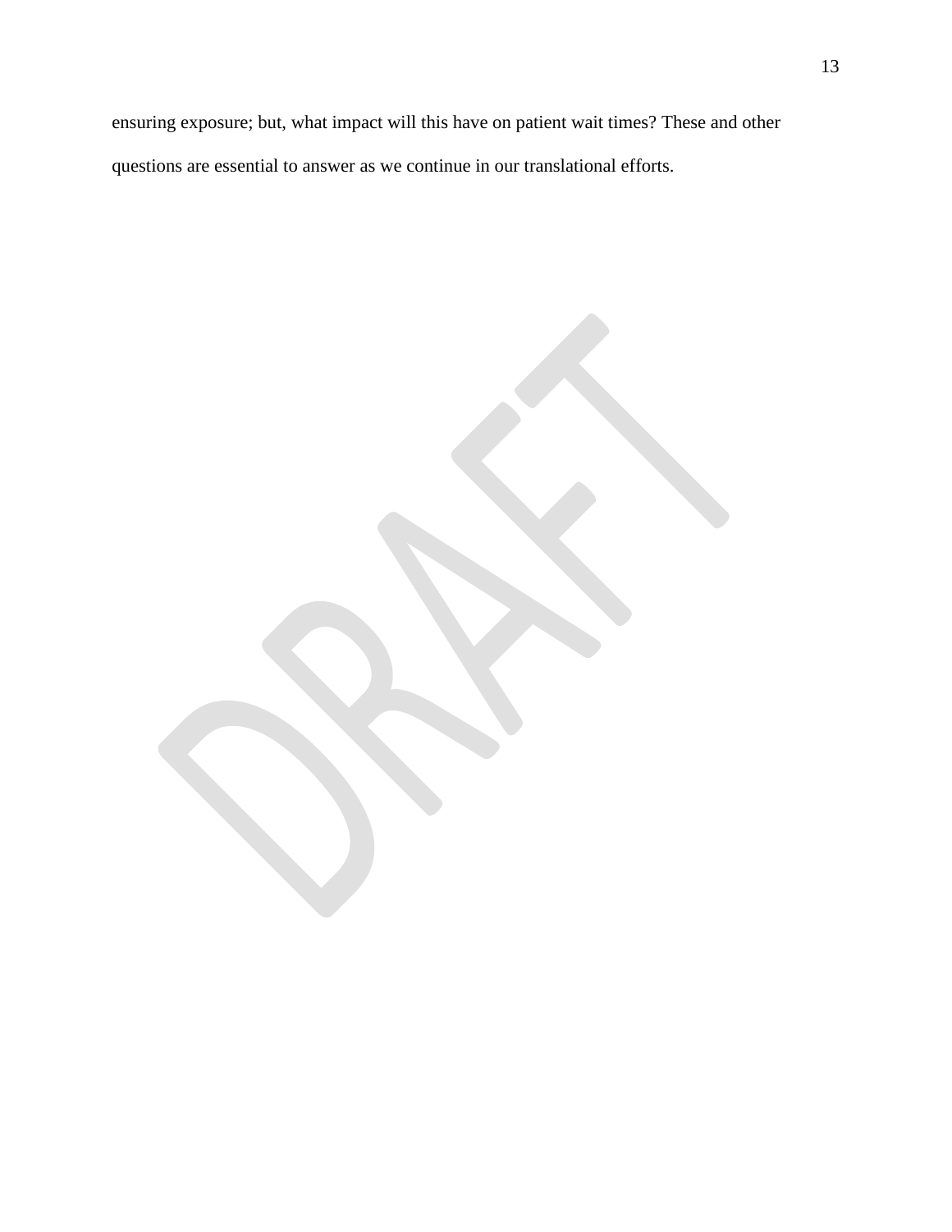ensuring exposure; but, what impact will this have on patient wait times? These and other questions are essential to answer as we continue in our translational efforts.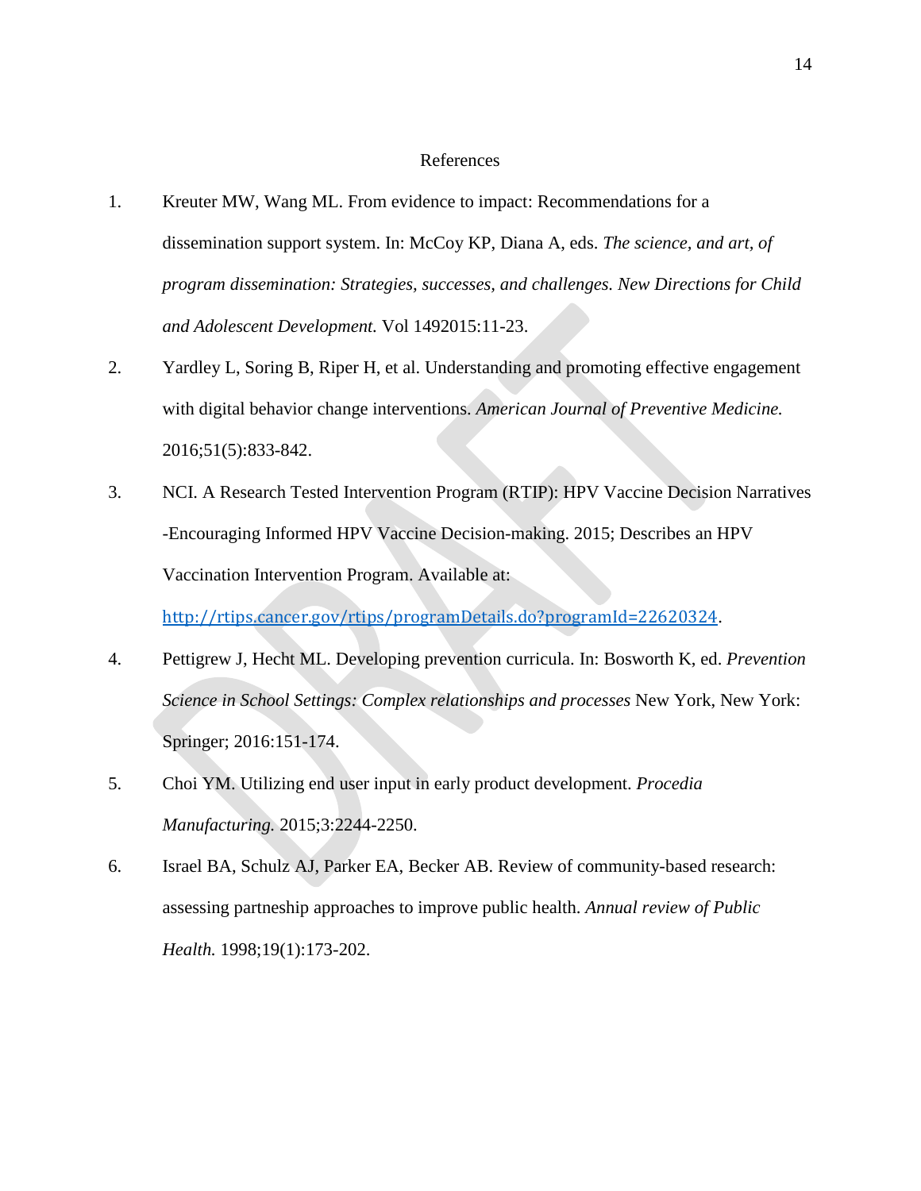# References

1. Kreuter MW, Wang ML. From evidence to impact: Recommendations for a dissemination support system. In: McCoy KP, Diana A, eds. *The science, and art, of program dissemination: Strategies, successes, and challenges. New Directions for Child and Adolescent Development.* Vol 1492015:11-23.

2. Yardley L, Soring B, Riper H, et al. Understanding and promoting effective engagement with digital behavior change interventions. *American Journal of Preventive Medicine.* 2016;51(5):833-842.

3. NCI. A Research Tested Intervention Program (RTIP): HPV Vaccine Decision Narratives -Encouraging Informed HPV Vaccine Decision-making. 2015; Describes an HPV Vaccination Intervention Program. Available at: http://rtips.cancer.gov/rtips/programDetails.do?programId=22620324.

4. Pettigrew J, Hecht ML. Developing prevention curricula. In: Bosworth K, ed. *Prevention Science in School Settings: Complex relationships and processes* New York, New York: Springer; 2016:151-174.

5. Choi YM. Utilizing end user input in early product development. *Procedia Manufacturing.* 2015;3:2244-2250.

6. Israel BA, Schulz AJ, Parker EA, Becker AB. Review of community-based research: assessing partneship approaches to improve public health. *Annual review of Public Health.* 1998;19(1):173-202.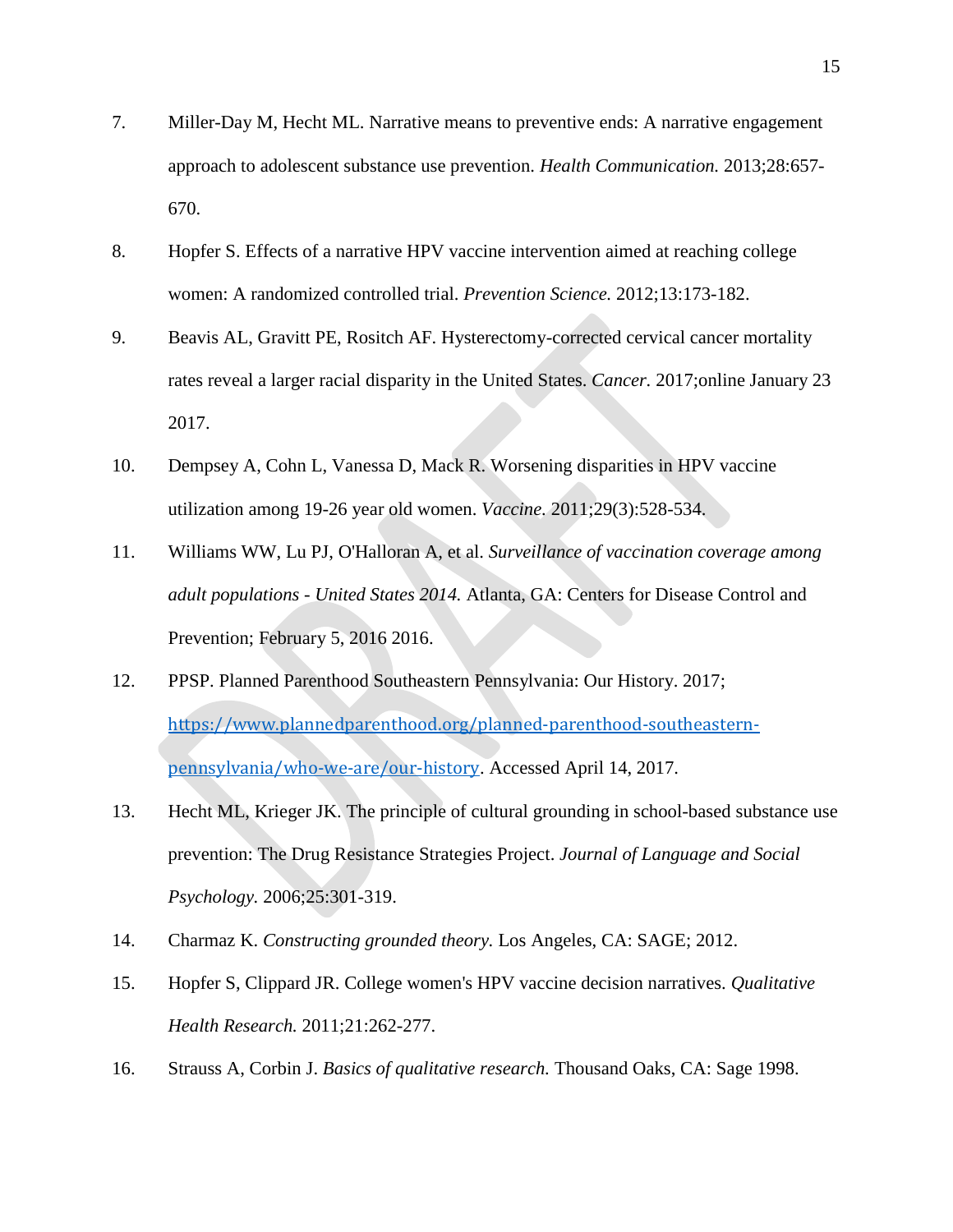7. Miller-Day M, Hecht ML. Narrative means to preventive ends: A narrative engagement approach to adolescent substance use prevention. *Health Communication.* 2013;28:657-670.

8. Hopfer S. Effects of a narrative HPV vaccine intervention aimed at reaching college women: A randomized controlled trial. *Prevention Science.* 2012;13:173-182.

9. Beavis AL, Gravitt PE, Rositch AF. Hysterectomy-corrected cervical cancer mortality rates reveal a larger racial disparity in the United States. *Cancer.* 2017;online January 23 2017.

10. Dempsey A, Cohn L, Vanessa D, Mack R. Worsening disparities in HPV vaccine utilization among 19-26 year old women. *Vaccine.* 2011;29(3):528-534.

11. Williams WW, Lu PJ, O'Halloran A, et al. *Surveillance of vaccination coverage among adult populations - United States 2014.* Atlanta, GA: Centers for Disease Control and Prevention; February 5, 2016 2016.

12. PPSP. Planned Parenthood Southeastern Pennsylvania: Our History. 2017; https://www.plannedparenthood.org/planned-parenthood-southeastern-pennsylvania/who-we-are/our-history. Accessed April 14, 2017.

13. Hecht ML, Krieger JK. The principle of cultural grounding in school-based substance use prevention: The Drug Resistance Strategies Project. *Journal of Language and Social Psychology.* 2006;25:301-319.

14. Charmaz K. *Constructing grounded theory.* Los Angeles, CA: SAGE; 2012.

15. Hopfer S, Clippard JR. College women's HPV vaccine decision narratives. *Qualitative Health Research.* 2011;21:262-277.

16. Strauss A, Corbin J. *Basics of qualitative research.* Thousand Oaks, CA: Sage 1998.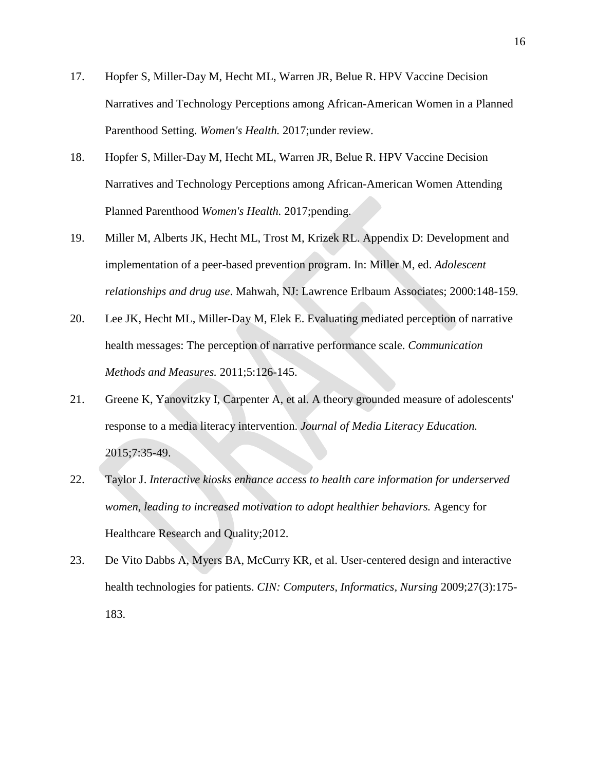17. Hopfer S, Miller-Day M, Hecht ML, Warren JR, Belue R. HPV Vaccine Decision Narratives and Technology Perceptions among African-American Women in a Planned Parenthood Setting. *Women's Health.* 2017;under review.

18. Hopfer S, Miller-Day M, Hecht ML, Warren JR, Belue R. HPV Vaccine Decision Narratives and Technology Perceptions among African-American Women Attending Planned Parenthood *Women's Health.* 2017;pending.

19. Miller M, Alberts JK, Hecht ML, Trost M, Krizek RL. Appendix D: Development and implementation of a peer-based prevention program. In: Miller M, ed. *Adolescent relationships and drug use*. Mahwah, NJ: Lawrence Erlbaum Associates; 2000:148-159.

20. Lee JK, Hecht ML, Miller-Day M, Elek E. Evaluating mediated perception of narrative health messages: The perception of narrative performance scale. *Communication Methods and Measures.* 2011;5:126-145.

21. Greene K, Yanovitzky I, Carpenter A, et al. A theory grounded measure of adolescents' response to a media literacy intervention. *Journal of Media Literacy Education.* 2015;7:35-49.

22. Taylor J. *Interactive kiosks enhance access to health care information for underserved women, leading to increased motivation to adopt healthier behaviors.* Agency for Healthcare Research and Quality;2012.

23. De Vito Dabbs A, Myers BA, McCurry KR, et al. User-centered design and interactive health technologies for patients. *CIN: Computers, Informatics, Nursing* 2009;27(3):175-183.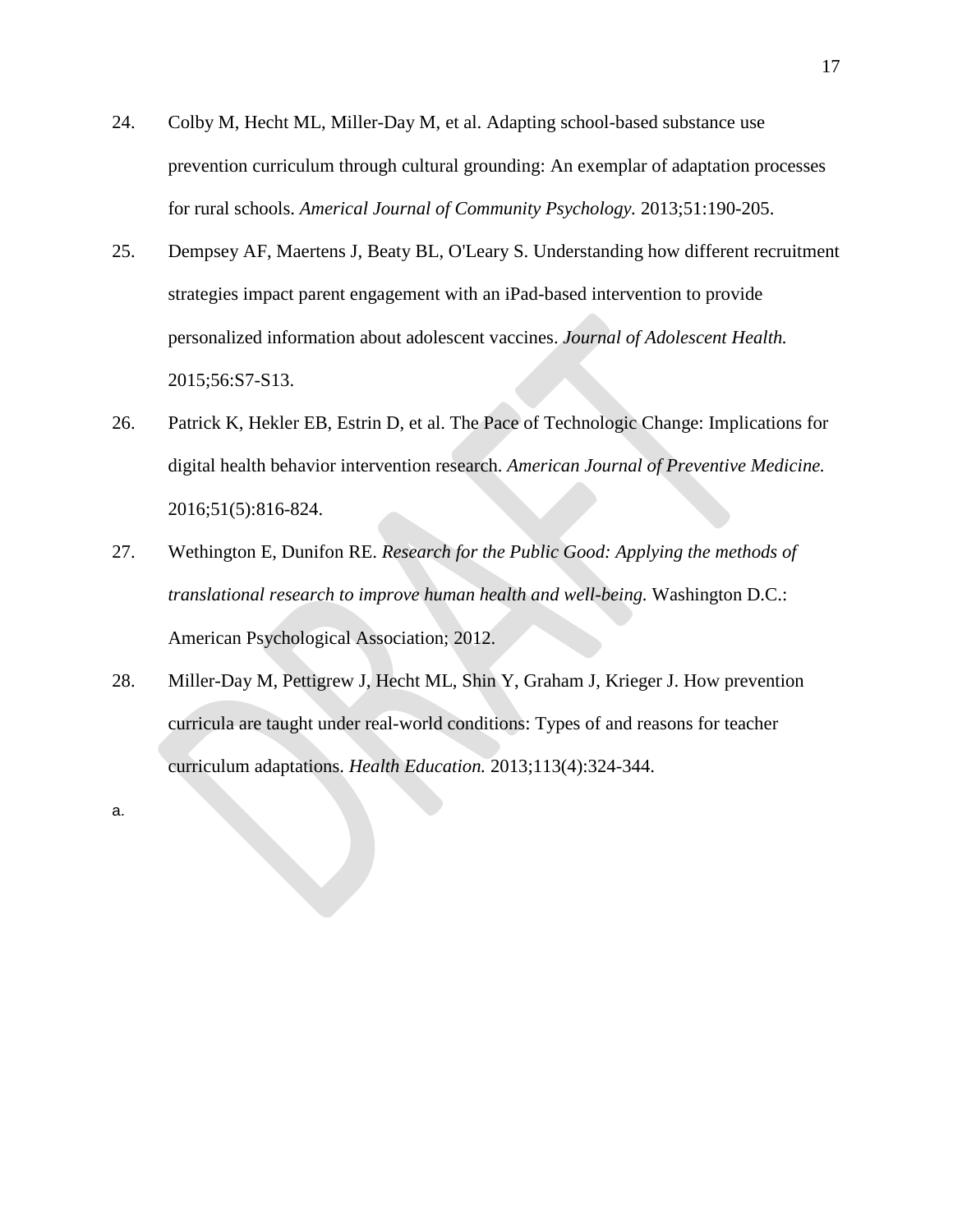24. Colby M, Hecht ML, Miller-Day M, et al. Adapting school-based substance use prevention curriculum through cultural grounding: An exemplar of adaptation processes for rural schools. *Americal Journal of Community Psychology.* 2013;51:190-205.

25. Dempsey AF, Maertens J, Beaty BL, O'Leary S. Understanding how different recruitment strategies impact parent engagement with an iPad-based intervention to provide personalized information about adolescent vaccines. *Journal of Adolescent Health.* 2015;56:S7-S13.

26. Patrick K, Hekler EB, Estrin D, et al. The Pace of Technologic Change: Implications for digital health behavior intervention research. *American Journal of Preventive Medicine.* 2016;51(5):816-824.

27. Wethington E, Dunifon RE. *Research for the Public Good: Applying the methods of translational research to improve human health and well-being.* Washington D.C.: American Psychological Association; 2012.

28. Miller-Day M, Pettigrew J, Hecht ML, Shin Y, Graham J, Krieger J. How prevention curricula are taught under real-world conditions: Types of and reasons for teacher curriculum adaptations. *Health Education.* 2013;113(4):324-344.

a.